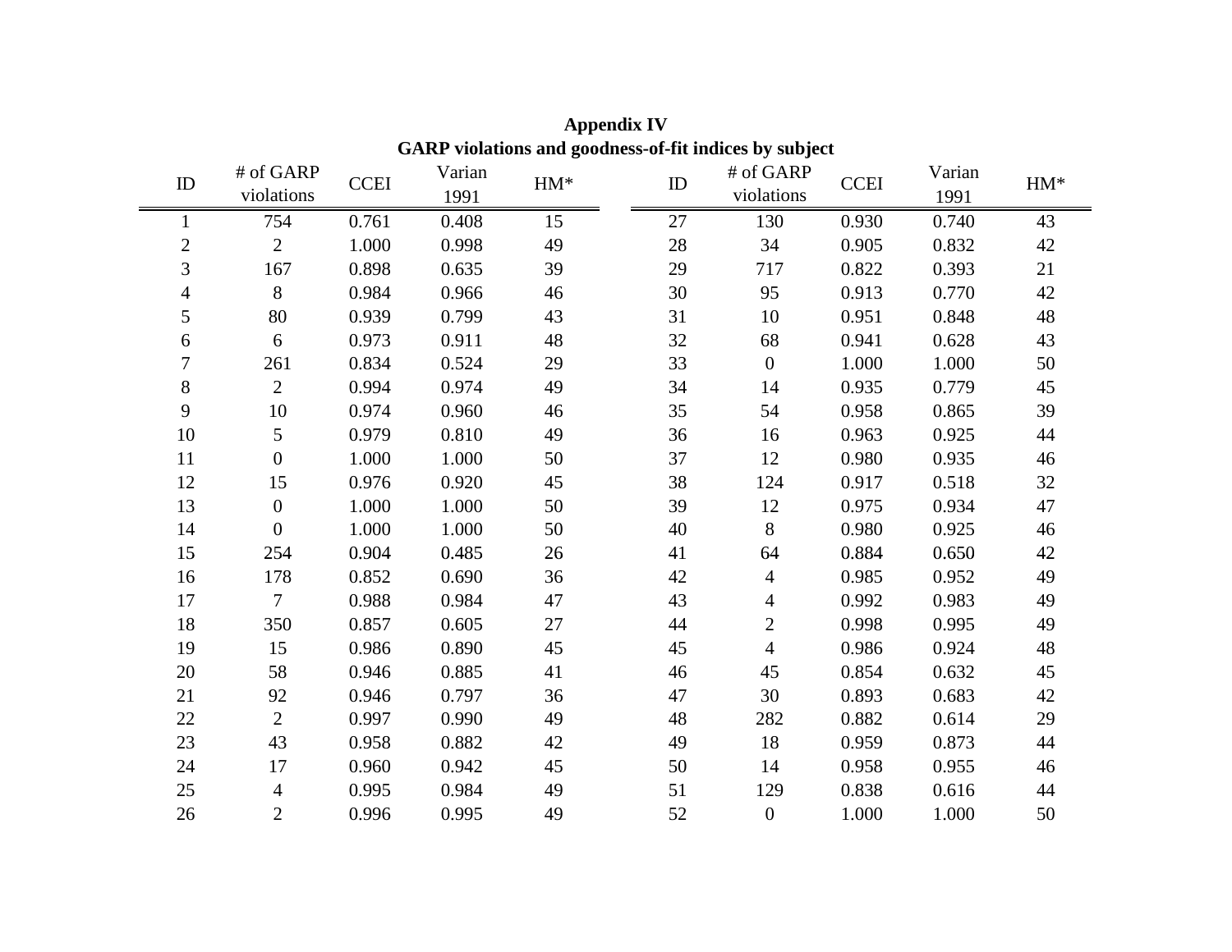**Appendix IV**

**GARP violations and goodness-of-fit indices by subject**

| ID | # of GARP violations | CCEI | Varian 1991 | HM* | ID | # of GARP violations | CCEI | Varian 1991 | HM* |
|---|---|---|---|---|---|---|---|---|---|
| 1 | 754 | 0.761 | 0.408 | 15 | 27 | 130 | 0.930 | 0.740 | 43 |
| 2 | 2 | 1.000 | 0.998 | 49 | 28 | 34 | 0.905 | 0.832 | 42 |
| 3 | 167 | 0.898 | 0.635 | 39 | 29 | 717 | 0.822 | 0.393 | 21 |
| 4 | 8 | 0.984 | 0.966 | 46 | 30 | 95 | 0.913 | 0.770 | 42 |
| 5 | 80 | 0.939 | 0.799 | 43 | 31 | 10 | 0.951 | 0.848 | 48 |
| 6 | 6 | 0.973 | 0.911 | 48 | 32 | 68 | 0.941 | 0.628 | 43 |
| 7 | 261 | 0.834 | 0.524 | 29 | 33 | 0 | 1.000 | 1.000 | 50 |
| 8 | 2 | 0.994 | 0.974 | 49 | 34 | 14 | 0.935 | 0.779 | 45 |
| 9 | 10 | 0.974 | 0.960 | 46 | 35 | 54 | 0.958 | 0.865 | 39 |
| 10 | 5 | 0.979 | 0.810 | 49 | 36 | 16 | 0.963 | 0.925 | 44 |
| 11 | 0 | 1.000 | 1.000 | 50 | 37 | 12 | 0.980 | 0.935 | 46 |
| 12 | 15 | 0.976 | 0.920 | 45 | 38 | 124 | 0.917 | 0.518 | 32 |
| 13 | 0 | 1.000 | 1.000 | 50 | 39 | 12 | 0.975 | 0.934 | 47 |
| 14 | 0 | 1.000 | 1.000 | 50 | 40 | 8 | 0.980 | 0.925 | 46 |
| 15 | 254 | 0.904 | 0.485 | 26 | 41 | 64 | 0.884 | 0.650 | 42 |
| 16 | 178 | 0.852 | 0.690 | 36 | 42 | 4 | 0.985 | 0.952 | 49 |
| 17 | 7 | 0.988 | 0.984 | 47 | 43 | 4 | 0.992 | 0.983 | 49 |
| 18 | 350 | 0.857 | 0.605 | 27 | 44 | 2 | 0.998 | 0.995 | 49 |
| 19 | 15 | 0.986 | 0.890 | 45 | 45 | 4 | 0.986 | 0.924 | 48 |
| 20 | 58 | 0.946 | 0.885 | 41 | 46 | 45 | 0.854 | 0.632 | 45 |
| 21 | 92 | 0.946 | 0.797 | 36 | 47 | 30 | 0.893 | 0.683 | 42 |
| 22 | 2 | 0.997 | 0.990 | 49 | 48 | 282 | 0.882 | 0.614 | 29 |
| 23 | 43 | 0.958 | 0.882 | 42 | 49 | 18 | 0.959 | 0.873 | 44 |
| 24 | 17 | 0.960 | 0.942 | 45 | 50 | 14 | 0.958 | 0.955 | 46 |
| 25 | 4 | 0.995 | 0.984 | 49 | 51 | 129 | 0.838 | 0.616 | 44 |
| 26 | 2 | 0.996 | 0.995 | 49 | 52 | 0 | 1.000 | 1.000 | 50 |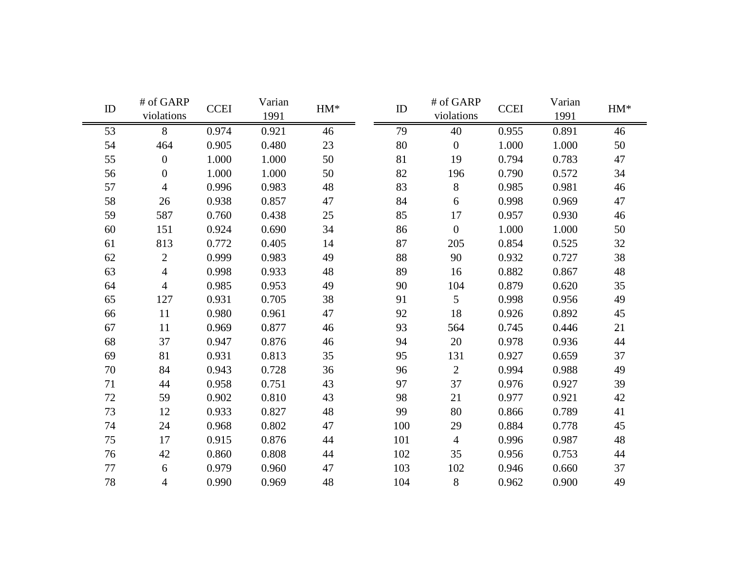| ID | # of GARP violations | CCEI | Varian 1991 | HM* |
|---|---|---|---|---|
| 53 | 8 | 0.974 | 0.921 | 46 |
| 54 | 464 | 0.905 | 0.480 | 23 |
| 55 | 0 | 1.000 | 1.000 | 50 |
| 56 | 0 | 1.000 | 1.000 | 50 |
| 57 | 4 | 0.996 | 0.983 | 48 |
| 58 | 26 | 0.938 | 0.857 | 47 |
| 59 | 587 | 0.760 | 0.438 | 25 |
| 60 | 151 | 0.924 | 0.690 | 34 |
| 61 | 813 | 0.772 | 0.405 | 14 |
| 62 | 2 | 0.999 | 0.983 | 49 |
| 63 | 4 | 0.998 | 0.933 | 48 |
| 64 | 4 | 0.985 | 0.953 | 49 |
| 65 | 127 | 0.931 | 0.705 | 38 |
| 66 | 11 | 0.980 | 0.961 | 47 |
| 67 | 11 | 0.969 | 0.877 | 46 |
| 68 | 37 | 0.947 | 0.876 | 46 |
| 69 | 81 | 0.931 | 0.813 | 35 |
| 70 | 84 | 0.943 | 0.728 | 36 |
| 71 | 44 | 0.958 | 0.751 | 43 |
| 72 | 59 | 0.902 | 0.810 | 43 |
| 73 | 12 | 0.933 | 0.827 | 48 |
| 74 | 24 | 0.968 | 0.802 | 47 |
| 75 | 17 | 0.915 | 0.876 | 44 |
| 76 | 42 | 0.860 | 0.808 | 44 |
| 77 | 6 | 0.979 | 0.960 | 47 |
| 78 | 4 | 0.990 | 0.969 | 48 |
| 79 | 40 | 0.955 | 0.891 | 46 |
| 80 | 0 | 1.000 | 1.000 | 50 |
| 81 | 19 | 0.794 | 0.783 | 47 |
| 82 | 196 | 0.790 | 0.572 | 34 |
| 83 | 8 | 0.985 | 0.981 | 46 |
| 84 | 6 | 0.998 | 0.969 | 47 |
| 85 | 17 | 0.957 | 0.930 | 46 |
| 86 | 0 | 1.000 | 1.000 | 50 |
| 87 | 205 | 0.854 | 0.525 | 32 |
| 88 | 90 | 0.932 | 0.727 | 38 |
| 89 | 16 | 0.882 | 0.867 | 48 |
| 90 | 104 | 0.879 | 0.620 | 35 |
| 91 | 5 | 0.998 | 0.956 | 49 |
| 92 | 18 | 0.926 | 0.892 | 45 |
| 93 | 564 | 0.745 | 0.446 | 21 |
| 94 | 20 | 0.978 | 0.936 | 44 |
| 95 | 131 | 0.927 | 0.659 | 37 |
| 96 | 2 | 0.994 | 0.988 | 49 |
| 97 | 37 | 0.976 | 0.927 | 39 |
| 98 | 21 | 0.977 | 0.921 | 42 |
| 99 | 80 | 0.866 | 0.789 | 41 |
| 100 | 29 | 0.884 | 0.778 | 45 |
| 101 | 4 | 0.996 | 0.987 | 48 |
| 102 | 35 | 0.956 | 0.753 | 44 |
| 103 | 102 | 0.946 | 0.660 | 37 |
| 104 | 8 | 0.962 | 0.900 | 49 |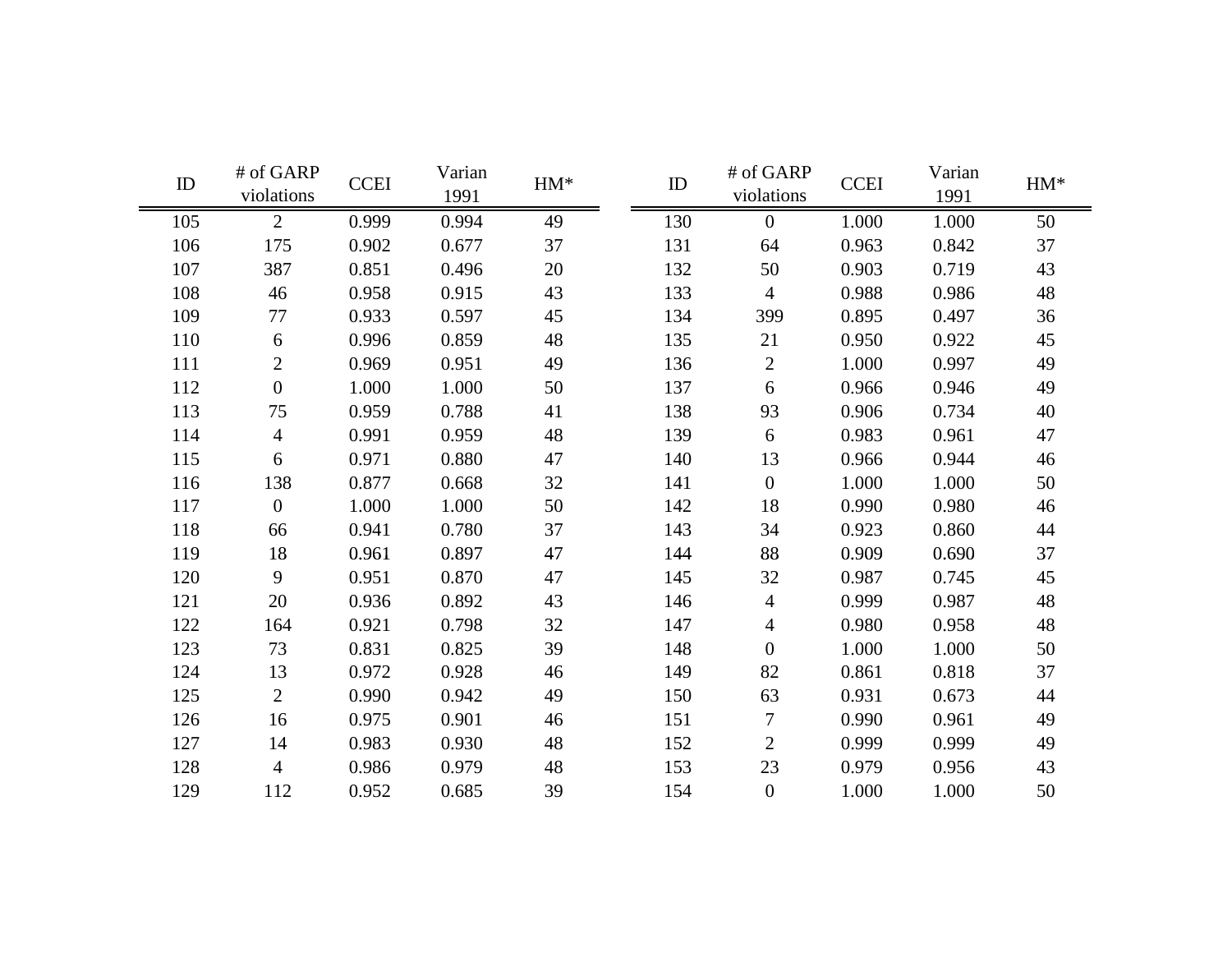| ID | # of GARP violations | CCEI | Varian 1991 | HM* | ID | # of GARP violations | CCEI | Varian 1991 | HM* |
|---|---|---|---|---|---|---|---|---|---|
| 105 | 2 | 0.999 | 0.994 | 49 | 130 | 0 | 1.000 | 1.000 | 50 |
| 106 | 175 | 0.902 | 0.677 | 37 | 131 | 64 | 0.963 | 0.842 | 37 |
| 107 | 387 | 0.851 | 0.496 | 20 | 132 | 50 | 0.903 | 0.719 | 43 |
| 108 | 46 | 0.958 | 0.915 | 43 | 133 | 4 | 0.988 | 0.986 | 48 |
| 109 | 77 | 0.933 | 0.597 | 45 | 134 | 399 | 0.895 | 0.497 | 36 |
| 110 | 6 | 0.996 | 0.859 | 48 | 135 | 21 | 0.950 | 0.922 | 45 |
| 111 | 2 | 0.969 | 0.951 | 49 | 136 | 2 | 1.000 | 0.997 | 49 |
| 112 | 0 | 1.000 | 1.000 | 50 | 137 | 6 | 0.966 | 0.946 | 49 |
| 113 | 75 | 0.959 | 0.788 | 41 | 138 | 93 | 0.906 | 0.734 | 40 |
| 114 | 4 | 0.991 | 0.959 | 48 | 139 | 6 | 0.983 | 0.961 | 47 |
| 115 | 6 | 0.971 | 0.880 | 47 | 140 | 13 | 0.966 | 0.944 | 46 |
| 116 | 138 | 0.877 | 0.668 | 32 | 141 | 0 | 1.000 | 1.000 | 50 |
| 117 | 0 | 1.000 | 1.000 | 50 | 142 | 18 | 0.990 | 0.980 | 46 |
| 118 | 66 | 0.941 | 0.780 | 37 | 143 | 34 | 0.923 | 0.860 | 44 |
| 119 | 18 | 0.961 | 0.897 | 47 | 144 | 88 | 0.909 | 0.690 | 37 |
| 120 | 9 | 0.951 | 0.870 | 47 | 145 | 32 | 0.987 | 0.745 | 45 |
| 121 | 20 | 0.936 | 0.892 | 43 | 146 | 4 | 0.999 | 0.987 | 48 |
| 122 | 164 | 0.921 | 0.798 | 32 | 147 | 4 | 0.980 | 0.958 | 48 |
| 123 | 73 | 0.831 | 0.825 | 39 | 148 | 0 | 1.000 | 1.000 | 50 |
| 124 | 13 | 0.972 | 0.928 | 46 | 149 | 82 | 0.861 | 0.818 | 37 |
| 125 | 2 | 0.990 | 0.942 | 49 | 150 | 63 | 0.931 | 0.673 | 44 |
| 126 | 16 | 0.975 | 0.901 | 46 | 151 | 7 | 0.990 | 0.961 | 49 |
| 127 | 14 | 0.983 | 0.930 | 48 | 152 | 2 | 0.999 | 0.999 | 49 |
| 128 | 4 | 0.986 | 0.979 | 48 | 153 | 23 | 0.979 | 0.956 | 43 |
| 129 | 112 | 0.952 | 0.685 | 39 | 154 | 0 | 1.000 | 1.000 | 50 |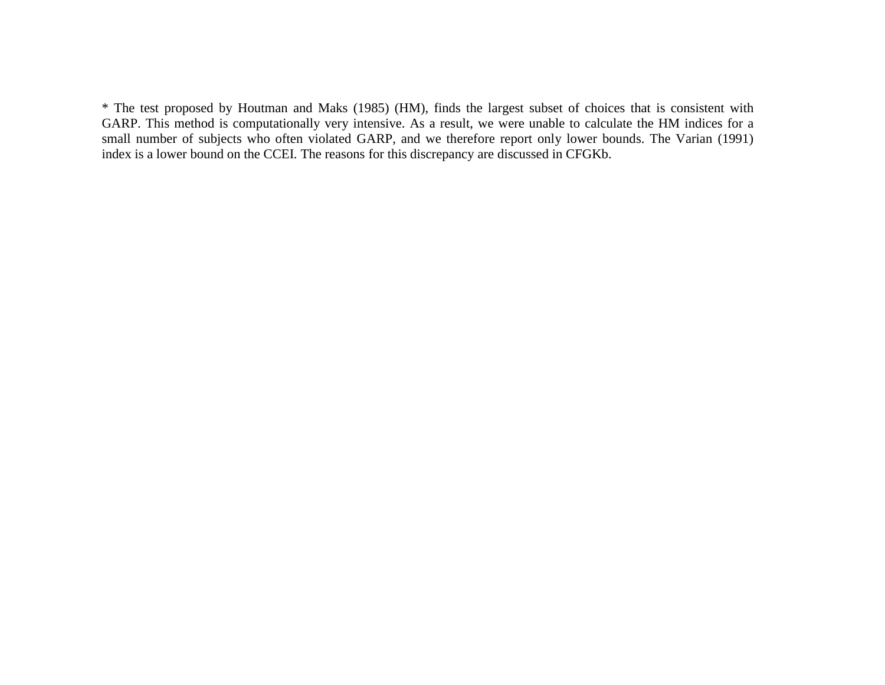* The test proposed by Houtman and Maks (1985) (HM), finds the largest subset of choices that is consistent with GARP. This method is computationally very intensive. As a result, we were unable to calculate the HM indices for a small number of subjects who often violated GARP, and we therefore report only lower bounds. The Varian (1991) index is a lower bound on the CCEI. The reasons for this discrepancy are discussed in CFGKb.